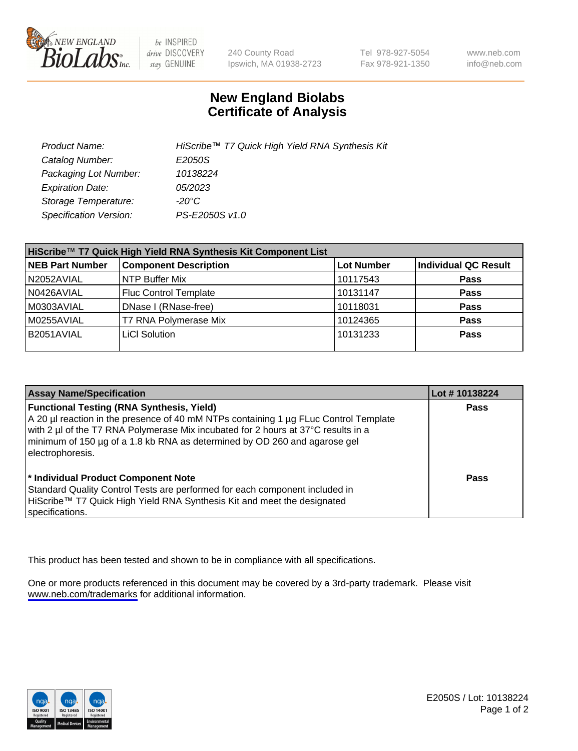NEW ENGLAND BioLabs Inc. — be INSPIRED drive DISCOVERY stay GENUINE

240 County Road
Ipswich, MA 01938-2723

Tel 978-927-5054
Fax 978-921-1350

www.neb.com
info@neb.com

# New England Biolabs
# Certificate of Analysis

| | |
|---|---|
| *Product Name:* | *HiScribe™ T7 Quick High Yield RNA Synthesis Kit* |
| *Catalog Number:* | *E2050S* |
| *Packaging Lot Number:* | *10138224* |
| *Expiration Date:* | *05/2023* |
| *Storage Temperature:* | *-20°C* |
| *Specification Version:* | *PS-E2050S v1.0* |

| HiScribe™ T7 Quick High Yield RNA Synthesis Kit Component List | | | |
|---|---|---|---|
| **NEB Part Number** | **Component Description** | **Lot Number** | **Individual QC Result** |
| N2052AVIAL | NTP Buffer Mix | 10117543 | **Pass** |
| N0426AVIAL | Fluc Control Template | 10131147 | **Pass** |
| M0303AVIAL | DNase I (RNase-free) | 10118031 | **Pass** |
| M0255AVIAL | T7 RNA Polymerase Mix | 10124365 | **Pass** |
| B2051AVIAL | LiCl Solution | 10131233 | **Pass** |

| Assay Name/Specification | Lot # 10138224 |
|---|---|
| **Functional Testing (RNA Synthesis, Yield)**<br>A 20 µl reaction in the presence of 40 mM NTPs containing 1 µg FLuc Control Template with 2 µl of the T7 RNA Polymerase Mix incubated for 2 hours at 37°C results in a minimum of 150 µg of a 1.8 kb RNA as determined by OD 260 and agarose gel electrophoresis. | **Pass** |
| **\* Individual Product Component Note**<br>Standard Quality Control Tests are performed for each component included in HiScribe™ T7 Quick High Yield RNA Synthesis Kit and meet the designated specifications. | **Pass** |

This product has been tested and shown to be in compliance with all specifications.

One or more products referenced in this document may be covered by a 3rd-party trademark. Please visit www.neb.com/trademarks for additional information.

E2050S / Lot: 10138224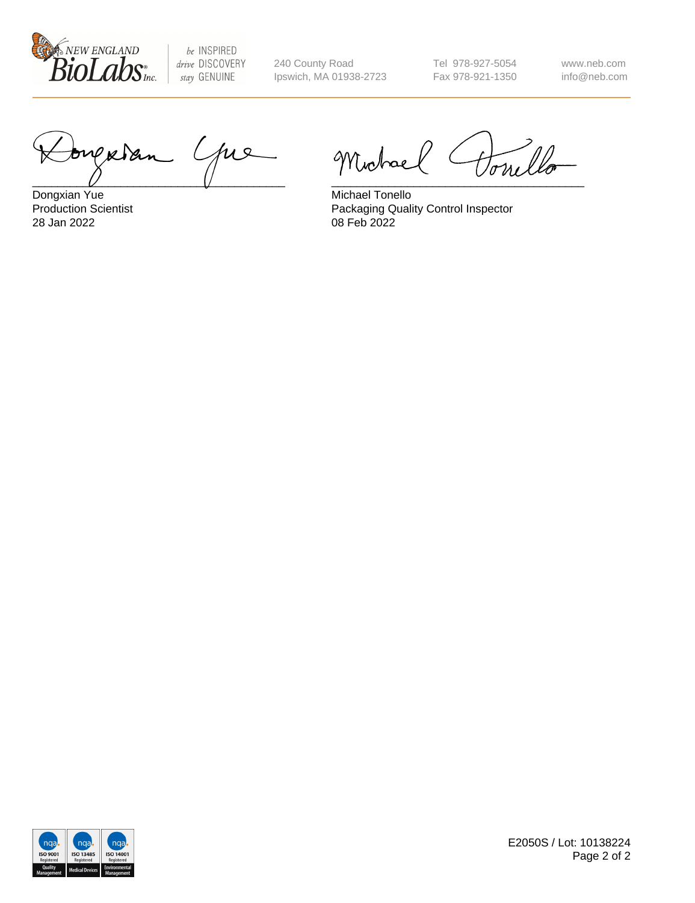Dongxian Yue
Production Scientist
28 Jan 2022

Michael Tonello
Packaging Quality Control Inspector
08 Feb 2022

E2050S / Lot: 10138224